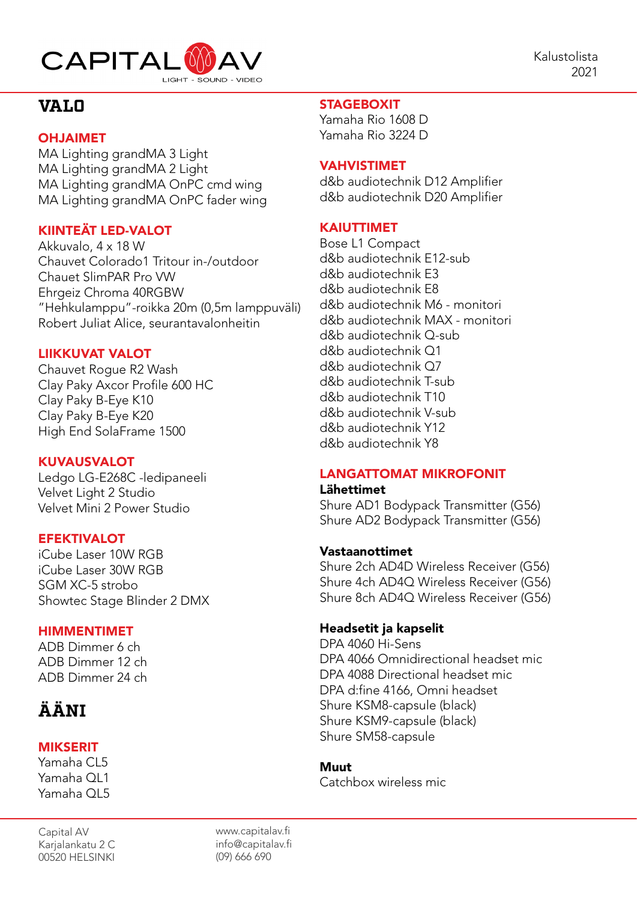CAPITAL AV
LIGHT - SOUND - VIDEO

Kalustolista
2021

# VALO

## OHJAIMET

MA Lighting grandMA 3 Light
MA Lighting grandMA 2 Light
MA Lighting grandMA OnPC cmd wing
MA Lighting grandMA OnPC fader wing

## KIINTEÄT LED-VALOT

Akkuvalo, 4 x 18 W
Chauvet Colorado1 Tritour in-/outdoor
Chauet SlimPAR Pro VW
Ehrgeiz Chroma 40RGBW
"Hehkulamppu"-roikka 20m (0,5m lamppuväli)
Robert Juliat Alice, seurantavalonheitin

## LIIKKUVAT VALOT

Chauvet Rogue R2 Wash
Clay Paky Axcor Profile 600 HC
Clay Paky B-Eye K10
Clay Paky B-Eye K20
High End SolaFrame 1500

## KUVAUSVALOT

Ledgo LG-E268C -ledipaneeli
Velvet Light 2 Studio
Velvet Mini 2 Power Studio

## EFEKTIVALOT

iCube Laser 10W RGB
iCube Laser 30W RGB
SGM XC-5 strobo
Showtec Stage Blinder 2 DMX

## HIMMENTIMET

ADB Dimmer 6 ch
ADB Dimmer 12 ch
ADB Dimmer 24 ch

# ÄÄNI

## MIKSERIT

Yamaha CL5
Yamaha QL1
Yamaha QL5

## STAGEBOXIT

Yamaha Rio 1608 D
Yamaha Rio 3224 D

## VAHVISTIMET

d&b audiotechnik D12 Amplifier
d&b audiotechnik D20 Amplifier

## KAIUTTIMET

Bose L1 Compact
d&b audiotechnik E12-sub
d&b audiotechnik E3
d&b audiotechnik E8
d&b audiotechnik M6 - monitori
d&b audiotechnik MAX - monitori
d&b audiotechnik Q-sub
d&b audiotechnik Q1
d&b audiotechnik Q7
d&b audiotechnik T-sub
d&b audiotechnik T10
d&b audiotechnik V-sub
d&b audiotechnik Y12
d&b audiotechnik Y8

## LANGATTOMAT MIKROFONIT

**Lähettimet**

Shure AD1 Bodypack Transmitter (G56)
Shure AD2 Bodypack Transmitter (G56)

**Vastaanottimet**

Shure 2ch AD4D Wireless Receiver (G56)
Shure 4ch AD4Q Wireless Receiver (G56)
Shure 8ch AD4Q Wireless Receiver (G56)

**Headsetit ja kapselit**

DPA 4060 Hi-Sens
DPA 4066 Omnidirectional headset mic
DPA 4088 Directional headset mic
DPA d:fine 4166, Omni headset
Shure KSM8-capsule (black)
Shure KSM9-capsule (black)
Shure SM58-capsule

**Muut**

Catchbox wireless mic

Capital AV
Karjalankatu 2 C
00520 HELSINKI

www.capitalav.fi
info@capitalav.fi
(09) 666 690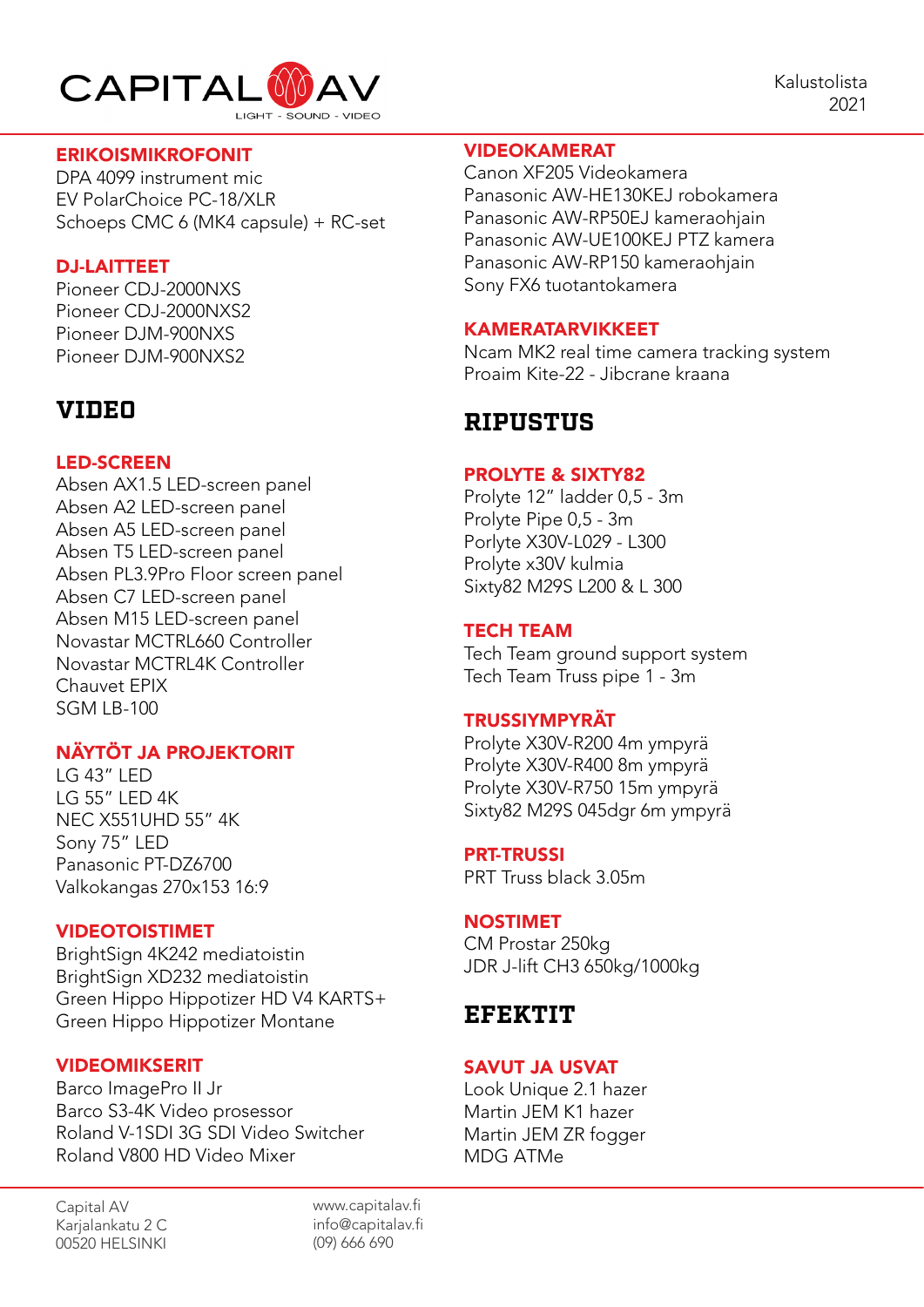## ERIKOISMIKROFONIT
DPA 4099 instrument mic
EV PolarChoice PC-18/XLR
Schoeps CMC 6 (MK4 capsule) + RC-set

## DJ-LAITTEET
Pioneer CDJ-2000NXS
Pioneer CDJ-2000NXS2
Pioneer DJM-900NXS
Pioneer DJM-900NXS2

# VIDEO

## LED-SCREEN
Absen AX1.5 LED-screen panel
Absen A2 LED-screen panel
Absen A5 LED-screen panel
Absen T5 LED-screen panel
Absen PL3.9Pro Floor screen panel
Absen C7 LED-screen panel
Absen M15 LED-screen panel
Novastar MCTRL660 Controller
Novastar MCTRL4K Controller
Chauvet EPIX
SGM LB-100

## NÄYTÖT JA PROJEKTORIT
LG 43" LED
LG 55" LED 4K
NEC X551UHD 55" 4K
Sony 75" LED
Panasonic PT-DZ6700
Valkokangas 270x153 16:9

## VIDEOTOISTIMET
BrightSign 4K242 mediatoistin
BrightSign XD232 mediatoistin
Green Hippo Hippotizer HD V4 KARTS+
Green Hippo Hippotizer Montane

## VIDEOMIKSERIT
Barco ImagePro II Jr
Barco S3-4K Video prosessor
Roland V-1SDI 3G SDI Video Switcher
Roland V800 HD Video Mixer

## VIDEOKAMERAT
Canon XF205 Videokamera
Panasonic AW-HE130KEJ robokamera
Panasonic AW-RP50EJ kameraohjain
Panasonic AW-UE100KEJ PTZ kamera
Panasonic AW-RP150 kameraohjain
Sony FX6 tuotantokamera

## KAMERATARVIKKEET
Ncam MK2 real time camera tracking system
Proaim Kite-22 - Jibcrane kraana

# RIPUSTUS

## PROLYTE & SIXTY82
Prolyte 12" ladder 0,5 - 3m
Prolyte Pipe 0,5 - 3m
Porlyte X30V-L029 - L300
Prolyte x30V kulmia
Sixty82 M29S L200 & L 300

## TECH TEAM
Tech Team ground support system
Tech Team Truss pipe 1 - 3m

## TRUSSIYMPYRÄT
Prolyte X30V-R200 4m ympyrä
Prolyte X30V-R400 8m ympyrä
Prolyte X30V-R750 15m ympyrä
Sixty82 M29S 045dgr 6m ympyrä

## PRT-TRUSSI
PRT Truss black 3.05m

## NOSTIMET
CM Prostar 250kg
JDR J-lift CH3 650kg/1000kg

# EFEKTIT

## SAVUT JA USVAT
Look Unique 2.1 hazer
Martin JEM K1 hazer
Martin JEM ZR fogger
MDG ATMe